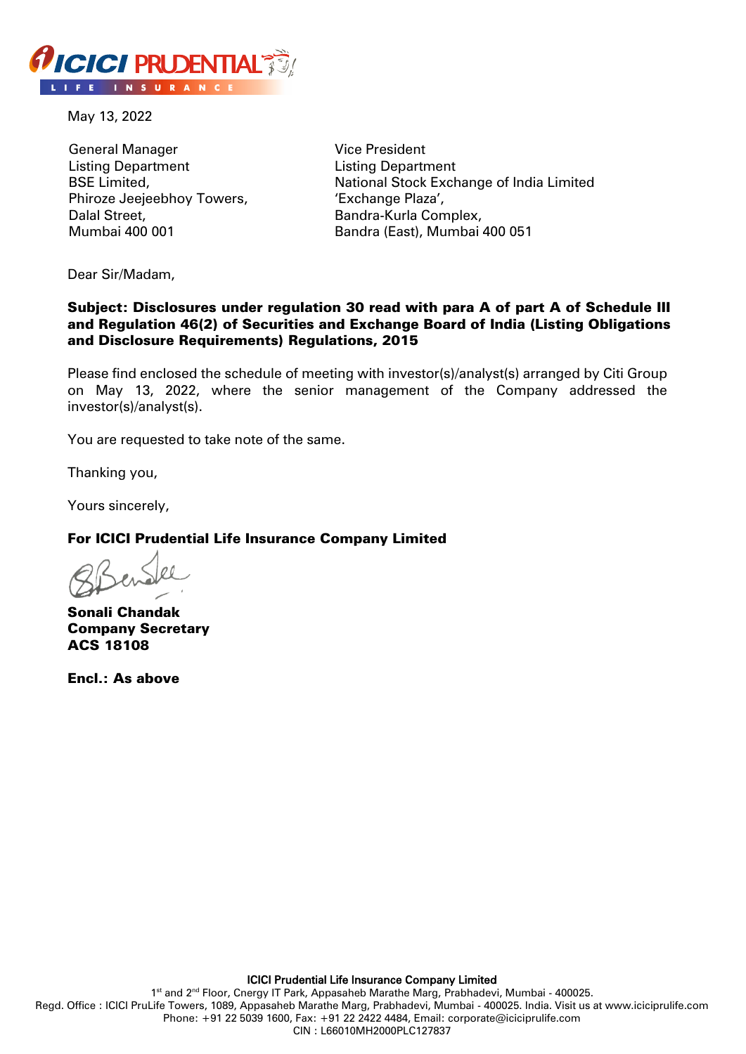May 13, 2022

General Manager
Listing Department
BSE Limited,
Phiroze Jeejeebhoy Towers,
Dalal Street,
Mumbai 400 001

Vice President
Listing Department
National Stock Exchange of India Limited
'Exchange Plaza',
Bandra-Kurla Complex,
Bandra (East), Mumbai 400 051

Dear Sir/Madam,

**Subject: Disclosures under regulation 30 read with para A of part A of Schedule III and Regulation 46(2) of Securities and Exchange Board of India (Listing Obligations and Disclosure Requirements) Regulations, 2015**

Please find enclosed the schedule of meeting with investor(s)/analyst(s) arranged by Citi Group on May 13, 2022, where the senior management of the Company addressed the investor(s)/analyst(s).

You are requested to take note of the same.

Thanking you,

Yours sincerely,

**For ICICI Prudential Life Insurance Company Limited**

**Sonali Chandak**
**Company Secretary**
**ACS 18108**

**Encl.: As above**

ICICI Prudential Life Insurance Company Limited
1st and 2nd Floor, Cnergy IT Park, Appasaheb Marathe Marg, Prabhadevi, Mumbai - 400025.
Regd. Office : ICICI PruLife Towers, 1089, Appasaheb Marathe Marg, Prabhadevi, Mumbai - 400025. India. Visit us at www.iciciprulife.com
Phone: +91 22 5039 1600, Fax: +91 22 2422 4484, Email: corporate@iciciprulife.com
CIN : L66010MH2000PLC127837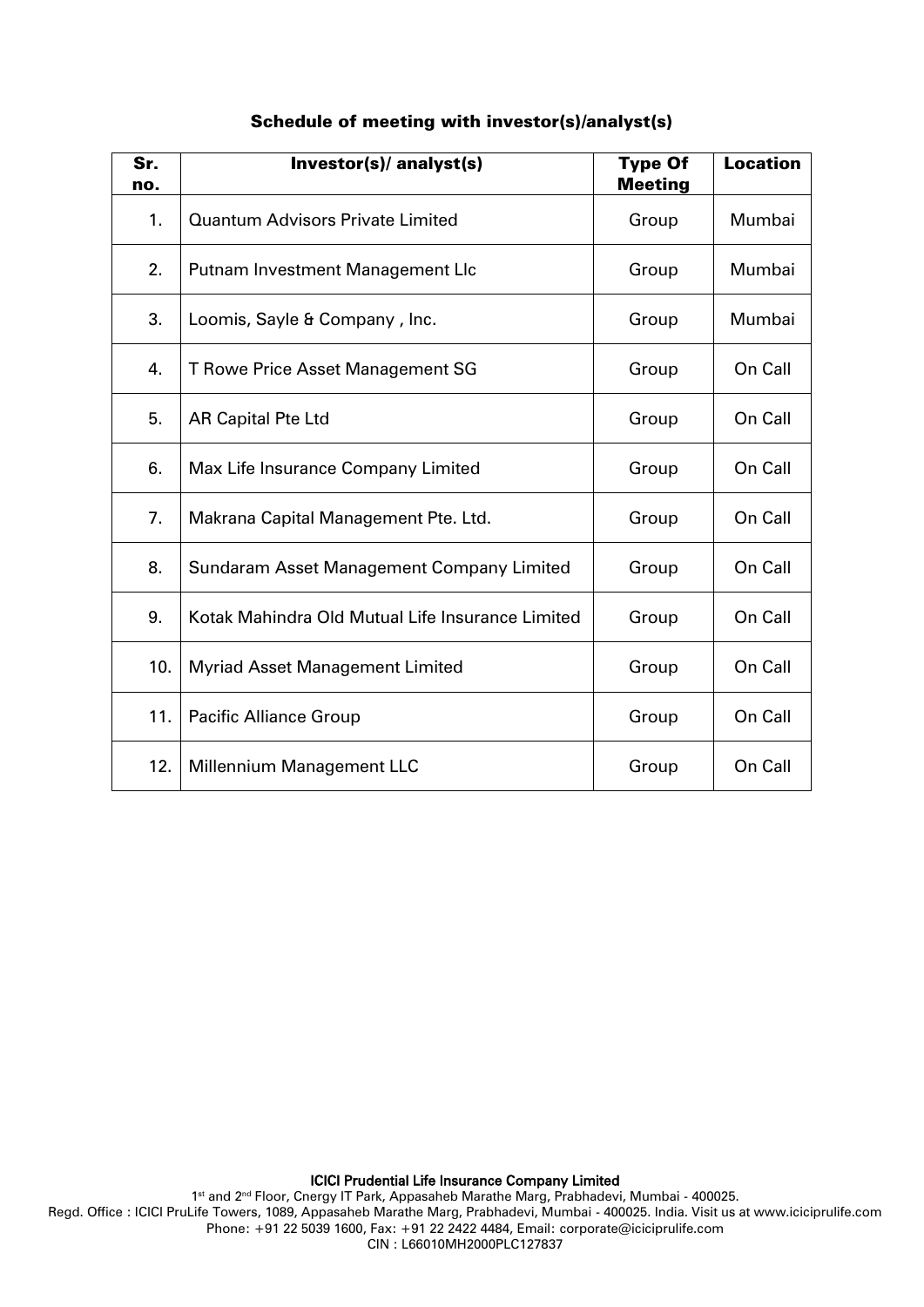### Schedule of meeting with investor(s)/analyst(s)

| Sr. no. | Investor(s)/ analyst(s) | Type Of Meeting | Location |
|---|---|---|---|
| 1. | Quantum Advisors Private Limited | Group | Mumbai |
| 2. | Putnam Investment Management Llc | Group | Mumbai |
| 3. | Loomis, Sayle & Company , Inc. | Group | Mumbai |
| 4. | T Rowe Price Asset Management SG | Group | On Call |
| 5. | AR Capital Pte Ltd | Group | On Call |
| 6. | Max Life Insurance Company Limited | Group | On Call |
| 7. | Makrana Capital Management Pte. Ltd. | Group | On Call |
| 8. | Sundaram Asset Management Company Limited | Group | On Call |
| 9. | Kotak Mahindra Old Mutual Life Insurance Limited | Group | On Call |
| 10. | Myriad Asset Management Limited | Group | On Call |
| 11. | Pacific Alliance Group | Group | On Call |
| 12. | Millennium Management LLC | Group | On Call |

**ICICI Prudential Life Insurance Company Limited**
1st and 2nd Floor, Cnergy IT Park, Appasaheb Marathe Marg, Prabhadevi, Mumbai - 400025.
Regd. Office : ICICI PruLife Towers, 1089, Appasaheb Marathe Marg, Prabhadevi, Mumbai - 400025. India. Visit us at www.iciciprulife.com
Phone: +91 22 5039 1600, Fax: +91 22 2422 4484, Email: corporate@iciciprulife.com
CIN : L66010MH2000PLC127837